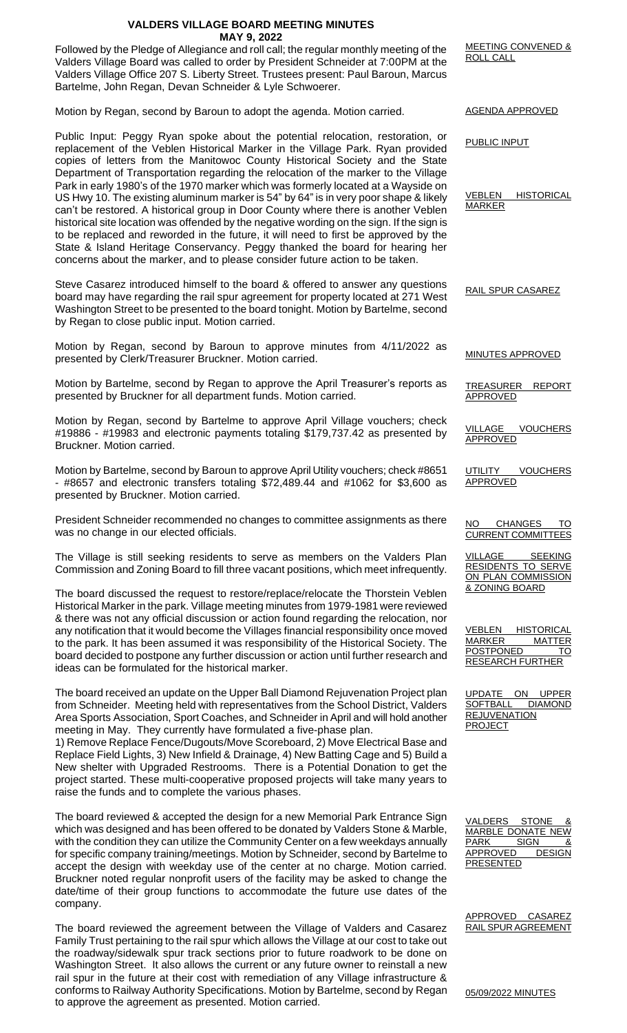# VALDERS VILLAGE BOARD MEETING MINUTES
## MAY 9, 2022

**MEETING CONVENED & ROLL CALL**

Followed by the Pledge of Allegiance and roll call; the regular monthly meeting of the Valders Village Board was called to order by President Schneider at 7:00PM at the Valders Village Office 207 S. Liberty Street. Trustees present: Paul Baroun, Marcus Bartelme, John Regan, Devan Schneider & Lyle Schwoerer.

**AGENDA APPROVED**

Motion by Regan, second by Baroun to adopt the agenda. Motion carried.

**PUBLIC INPUT**

**VEBLEN HISTORICAL MARKER**

Public Input: Peggy Ryan spoke about the potential relocation, restoration, or replacement of the Veblen Historical Marker in the Village Park. Ryan provided copies of letters from the Manitowoc County Historical Society and the State Department of Transportation regarding the relocation of the marker to the Village Park in early 1980's of the 1970 marker which was formerly located at a Wayside on US Hwy 10. The existing aluminum marker is 54" by 64" is in very poor shape & likely can't be restored. A historical group in Door County where there is another Veblen historical site location was offended by the negative wording on the sign. If the sign is to be replaced and reworded in the future, it will need to first be approved by the State & Island Heritage Conservancy. Peggy thanked the board for hearing her concerns about the marker, and to please consider future action to be taken.

**RAIL SPUR CASAREZ**

Steve Casarez introduced himself to the board & offered to answer any questions board may have regarding the rail spur agreement for property located at 271 West Washington Street to be presented to the board tonight. Motion by Bartelme, second by Regan to close public input. Motion carried.

**MINUTES APPROVED**

Motion by Regan, second by Baroun to approve minutes from 4/11/2022 as presented by Clerk/Treasurer Bruckner. Motion carried.

**TREASURER REPORT APPROVED**

Motion by Bartelme, second by Regan to approve the April Treasurer's reports as presented by Bruckner for all department funds. Motion carried.

**VILLAGE VOUCHERS APPROVED**

Motion by Regan, second by Bartelme to approve April Village vouchers; check #19886 - #19983 and electronic payments totaling $179,737.42 as presented by Bruckner. Motion carried.

**UTILITY VOUCHERS APPROVED**

Motion by Bartelme, second by Baroun to approve April Utility vouchers; check #8651 - #8657 and electronic transfers totaling $72,489.44 and #1062 for $3,600 as presented by Bruckner. Motion carried.

**NO CHANGES TO CURRENT COMMITTEES**

President Schneider recommended no changes to committee assignments as there was no change in our elected officials.

**VILLAGE SEEKING RESIDENTS TO SERVE ON PLAN COMMISSION & ZONING BOARD**

The Village is still seeking residents to serve as members on the Valders Plan Commission and Zoning Board to fill three vacant positions, which meet infrequently.

**VEBLEN HISTORICAL MARKER MATTER POSTPONED TO RESEARCH FURTHER**

The board discussed the request to restore/replace/relocate the Thorstein Veblen Historical Marker in the park. Village meeting minutes from 1979-1981 were reviewed & there was not any official discussion or action found regarding the relocation, nor any notification that it would become the Villages financial responsibility once moved to the park. It has been assumed it was responsibility of the Historical Society. The board decided to postpone any further discussion or action until further research and ideas can be formulated for the historical marker.

**UPDATE ON UPPER SOFTBALL DIAMOND REJUVENATION PROJECT**

The board received an update on the Upper Ball Diamond Rejuvenation Project plan from Schneider. Meeting held with representatives from the School District, Valders Area Sports Association, Sport Coaches, and Schneider in April and will hold another meeting in May. They currently have formulated a five-phase plan.

1) Remove Replace Fence/Dugouts/Move Scoreboard, 2) Move Electrical Base and Replace Field Lights, 3) New Infield & Drainage, 4) New Batting Cage and 5) Build a New shelter with Upgraded Restrooms. There is a Potential Donation to get the project started. These multi-cooperative proposed projects will take many years to raise the funds and to complete the various phases.

**VALDERS STONE & MARBLE DONATE NEW PARK SIGN & APPROVED DESIGN PRESENTED**

The board reviewed & accepted the design for a new Memorial Park Entrance Sign which was designed and has been offered to be donated by Valders Stone & Marble, with the condition they can utilize the Community Center on a few weekdays annually for specific company training/meetings. Motion by Schneider, second by Bartelme to accept the design with weekday use of the center at no charge. Motion carried. Bruckner noted regular nonprofit users of the facility may be asked to change the date/time of their group functions to accommodate the future use dates of the company.

**APPROVED CASAREZ RAIL SPUR AGREEMENT**

The board reviewed the agreement between the Village of Valders and Casarez Family Trust pertaining to the rail spur which allows the Village at our cost to take out the roadway/sidewalk spur track sections prior to future roadwork to be done on Washington Street. It also allows the current or any future owner to reinstall a new rail spur in the future at their cost with remediation of any Village infrastructure & conforms to Railway Authority Specifications. Motion by Bartelme, second by Regan to approve the agreement as presented. Motion carried.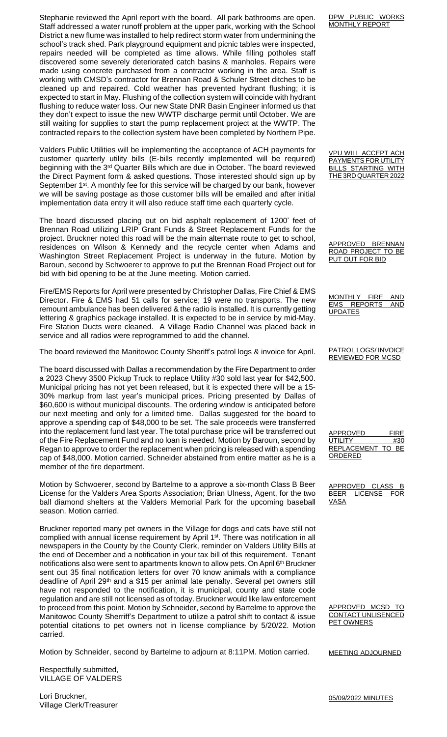DPW PUBLIC WORKS MONTHLY REPORT

Stephanie reviewed the April report with the board. All park bathrooms are open. Staff addressed a water runoff problem at the upper park, working with the School District a new flume was installed to help redirect storm water from undermining the school's track shed. Park playground equipment and picnic tables were inspected, repairs needed will be completed as time allows. While filling potholes staff discovered some severely deteriorated catch basins & manholes. Repairs were made using concrete purchased from a contractor working in the area. Staff is working with CMSD's contractor for Brennan Road & Schuler Street ditches to be cleaned up and repaired. Cold weather has prevented hydrant flushing; it is expected to start in May. Flushing of the collection system will coincide with hydrant flushing to reduce water loss. Our new State DNR Basin Engineer informed us that they don't expect to issue the new WWTP discharge permit until October. We are still waiting for supplies to start the pump replacement project at the WWTP. The contracted repairs to the collection system have been completed by Northern Pipe.

VPU WILL ACCEPT ACH PAYMENTS FOR UTILITY BILLS STARTING WITH THE 3RD QUARTER 2022

Valders Public Utilities will be implementing the acceptance of ACH payments for customer quarterly utility bills (E-bills recently implemented will be required) beginning with the 3rd Quarter Bills which are due in October. The board reviewed the Direct Payment form & asked questions. Those interested should sign up by September 1st. A monthly fee for this service will be charged by our bank, however we will be saving postage as those customer bills will be emailed and after initial implementation data entry it will also reduce staff time each quarterly cycle.

APPROVED BRENNAN ROAD PROJECT TO BE PUT OUT FOR BID

The board discussed placing out on bid asphalt replacement of 1200' feet of Brennan Road utilizing LRIP Grant Funds & Street Replacement Funds for the project. Bruckner noted this road will be the main alternate route to get to school, residences on Wilson & Kennedy and the recycle center when Adams and Washington Street Replacement Project is underway in the future. Motion by Baroun, second by Schwoerer to approve to put the Brennan Road Project out for bid with bid opening to be at the June meeting. Motion carried.

MONTHLY FIRE AND EMS REPORTS AND UPDATES

Fire/EMS Reports for April were presented by Christopher Dallas, Fire Chief & EMS Director. Fire & EMS had 51 calls for service; 19 were no transports. The new remount ambulance has been delivered & the radio is installed. It is currently getting lettering & graphics package installed. It is expected to be in service by mid-May. Fire Station Ducts were cleaned. A Village Radio Channel was placed back in service and all radios were reprogrammed to add the channel.

PATROL LOGS/ INVOICE REVIEWED FOR MCSD

The board reviewed the Manitowoc County Sheriff's patrol logs & invoice for April.

APPROVED FIRE UTILITY #30 REPLACEMENT TO BE ORDERED

The board discussed with Dallas a recommendation by the Fire Department to order a 2023 Chevy 3500 Pickup Truck to replace Utility #30 sold last year for $42,500. Municipal pricing has not yet been released, but it is expected there will be a 15-30% markup from last year's municipal prices. Pricing presented by Dallas of $60,600 is without municipal discounts. The ordering window is anticipated before our next meeting and only for a limited time. Dallas suggested for the board to approve a spending cap of $48,000 to be set. The sale proceeds were transferred into the replacement fund last year. The total purchase price will be transferred out of the Fire Replacement Fund and no loan is needed. Motion by Baroun, second by Regan to approve to order the replacement when pricing is released with a spending cap of $48,000. Motion carried. Schneider abstained from entire matter as he is a member of the fire department.

APPROVED CLASS B BEER LICENSE FOR VASA

Motion by Schwoerer, second by Bartelme to a approve a six-month Class B Beer License for the Valders Area Sports Association; Brian Ulness, Agent, for the two ball diamond shelters at the Valders Memorial Park for the upcoming baseball season. Motion carried.

APPROVED MCSD TO CONTACT UNLISENCED PET OWNERS

Bruckner reported many pet owners in the Village for dogs and cats have still not complied with annual license requirement by April 1st. There was notification in all newspapers in the County by the County Clerk, reminder on Valders Utility Bills at the end of December and a notification in your tax bill of this requirement. Tenant notifications also were sent to apartments known to allow pets. On April 6th Bruckner sent out 35 final notification letters for over 70 know animals with a compliance deadline of April 29th and a $15 per animal late penalty. Several pet owners still have not responded to the notification, it is municipal, county and state code regulation and are still not licensed as of today. Bruckner would like law enforcement to proceed from this point. Motion by Schneider, second by Bartelme to approve the Manitowoc County Sherriff's Department to utilize a patrol shift to contact & issue potential citations to pet owners not in license compliance by 5/20/22. Motion carried.

MEETING ADJOURNED

Motion by Schneider, second by Bartelme to adjourn at 8:11PM. Motion carried.

Respectfully submitted,
VILLAGE OF VALDERS

Lori Bruckner,
Village Clerk/Treasurer

05/09/2022 MINUTES